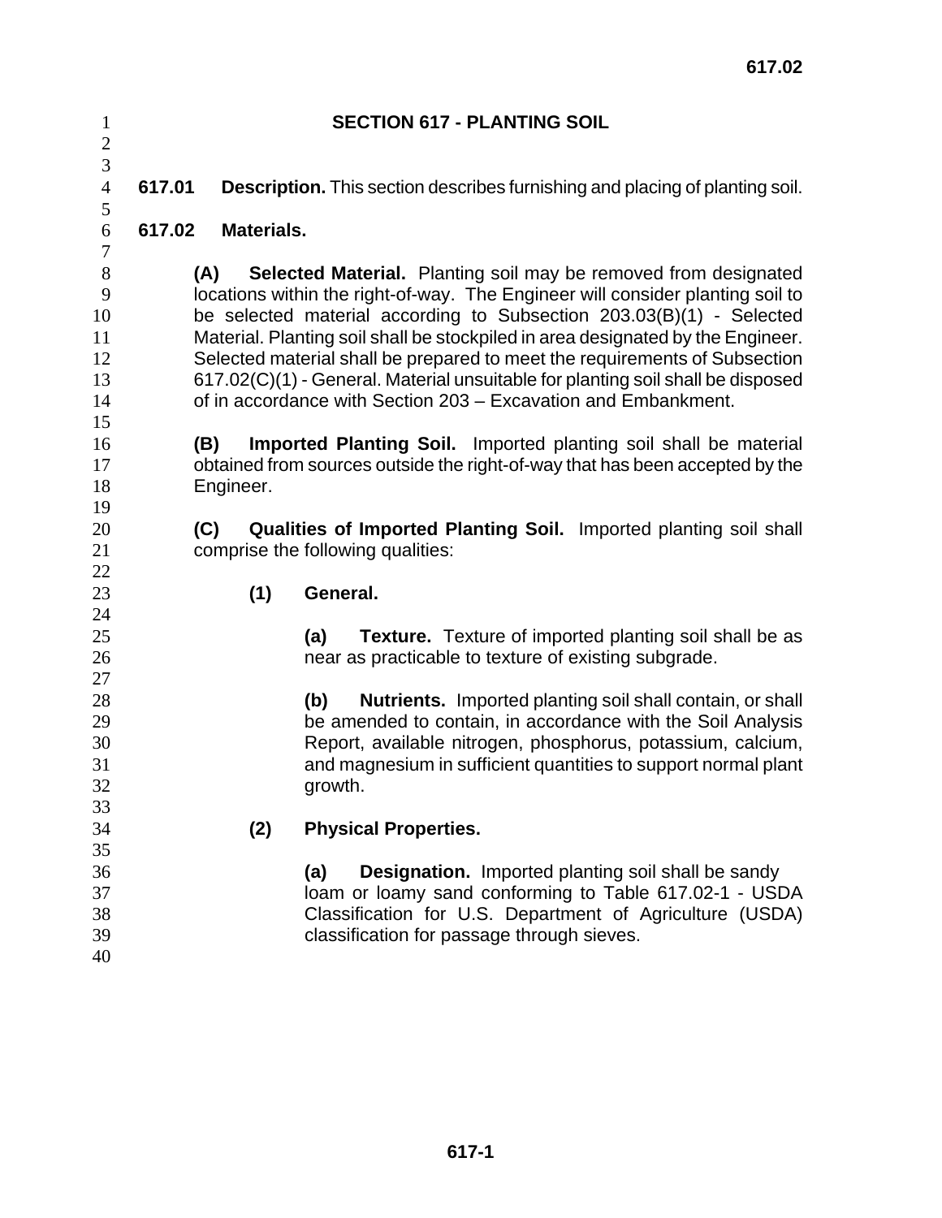# SECTION 617 - PLANTING SOIL

**617.01 Description.** This section describes furnishing and placing of planting soil.

## 617.02 Materials.

**(A) Selected Material.** Planting soil may be removed from designated locations within the right-of-way. The Engineer will consider planting soil to be selected material according to Subsection 203.03(B)(1) - Selected Material. Planting soil shall be stockpiled in area designated by the Engineer. Selected material shall be prepared to meet the requirements of Subsection 617.02(C)(1) - General. Material unsuitable for planting soil shall be disposed of in accordance with Section 203 – Excavation and Embankment.

**(B) Imported Planting Soil.** Imported planting soil shall be material obtained from sources outside the right-of-way that has been accepted by the Engineer.

**(C) Qualities of Imported Planting Soil.** Imported planting soil shall comprise the following qualities:

**(1) General.**

**(a) Texture.** Texture of imported planting soil shall be as near as practicable to texture of existing subgrade.

**(b) Nutrients.** Imported planting soil shall contain, or shall be amended to contain, in accordance with the Soil Analysis Report, available nitrogen, phosphorus, potassium, calcium, and magnesium in sufficient quantities to support normal plant growth.

**(2) Physical Properties.**

**(a) Designation.** Imported planting soil shall be sandy loam or loamy sand conforming to Table 617.02-1 - USDA Classification for U.S. Department of Agriculture (USDA) classification for passage through sieves.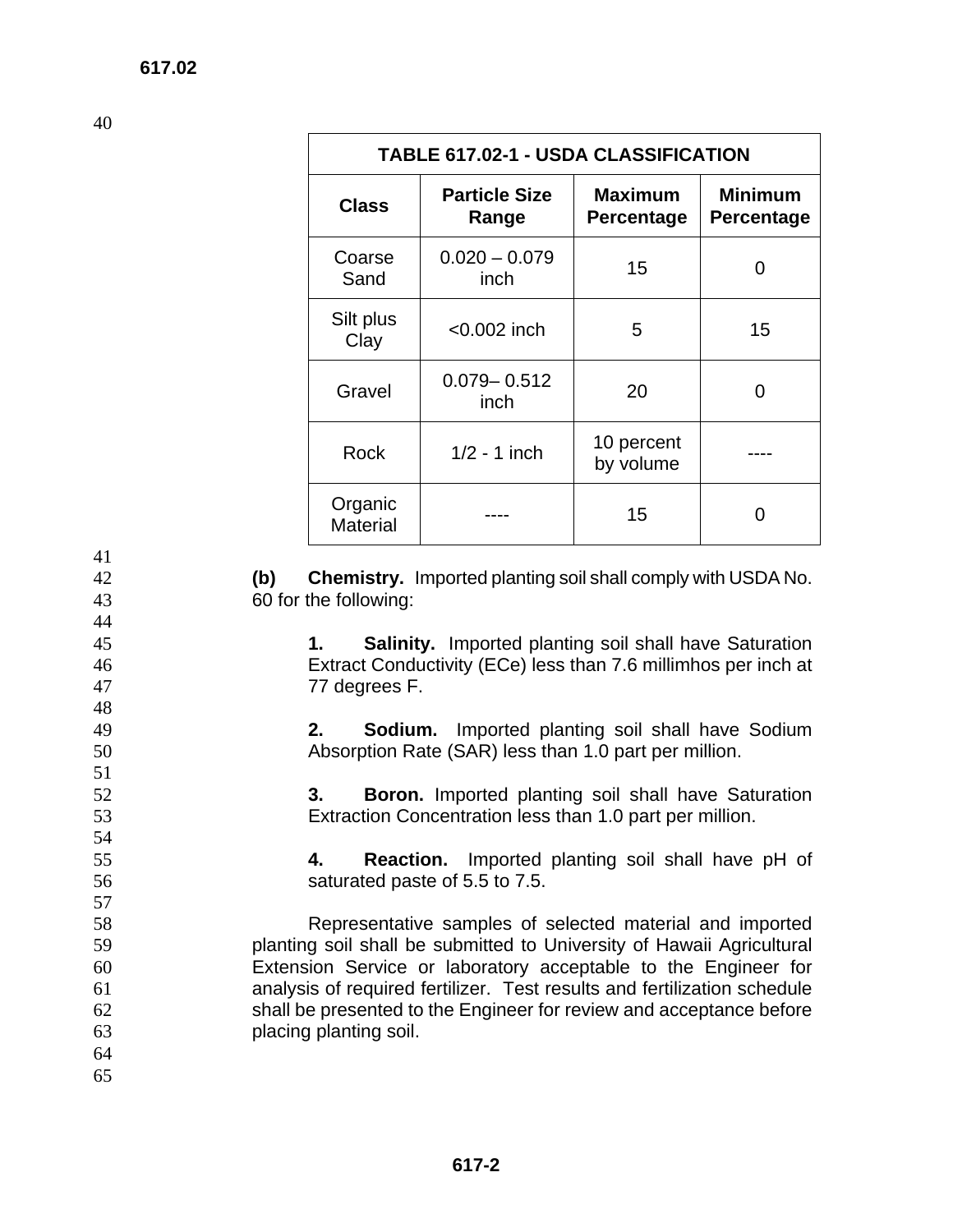| TABLE 617.02-1 - USDA CLASSIFICATION | | | |
|---|---|---|---|
| **Class** | **Particle Size Range** | **Maximum Percentage** | **Minimum Percentage** |
| Coarse Sand | 0.020 – 0.079 inch | 15 | 0 |
| Silt plus Clay | <0.002 inch | 5 | 15 |
| Gravel | 0.079– 0.512 inch | 20 | 0 |
| Rock | 1/2 - 1 inch | 10 percent by volume | ---- |
| Organic Material | ---- | 15 | 0 |

**(b) Chemistry.** Imported planting soil shall comply with USDA No. 60 for the following:

**1. Salinity.** Imported planting soil shall have Saturation Extract Conductivity (ECe) less than 7.6 millimhos per inch at 77 degrees F.

**2. Sodium.** Imported planting soil shall have Sodium Absorption Rate (SAR) less than 1.0 part per million.

**3. Boron.** Imported planting soil shall have Saturation Extraction Concentration less than 1.0 part per million.

**4. Reaction.** Imported planting soil shall have pH of saturated paste of 5.5 to 7.5.

Representative samples of selected material and imported planting soil shall be submitted to University of Hawaii Agricultural Extension Service or laboratory acceptable to the Engineer for analysis of required fertilizer. Test results and fertilization schedule shall be presented to the Engineer for review and acceptance before placing planting soil.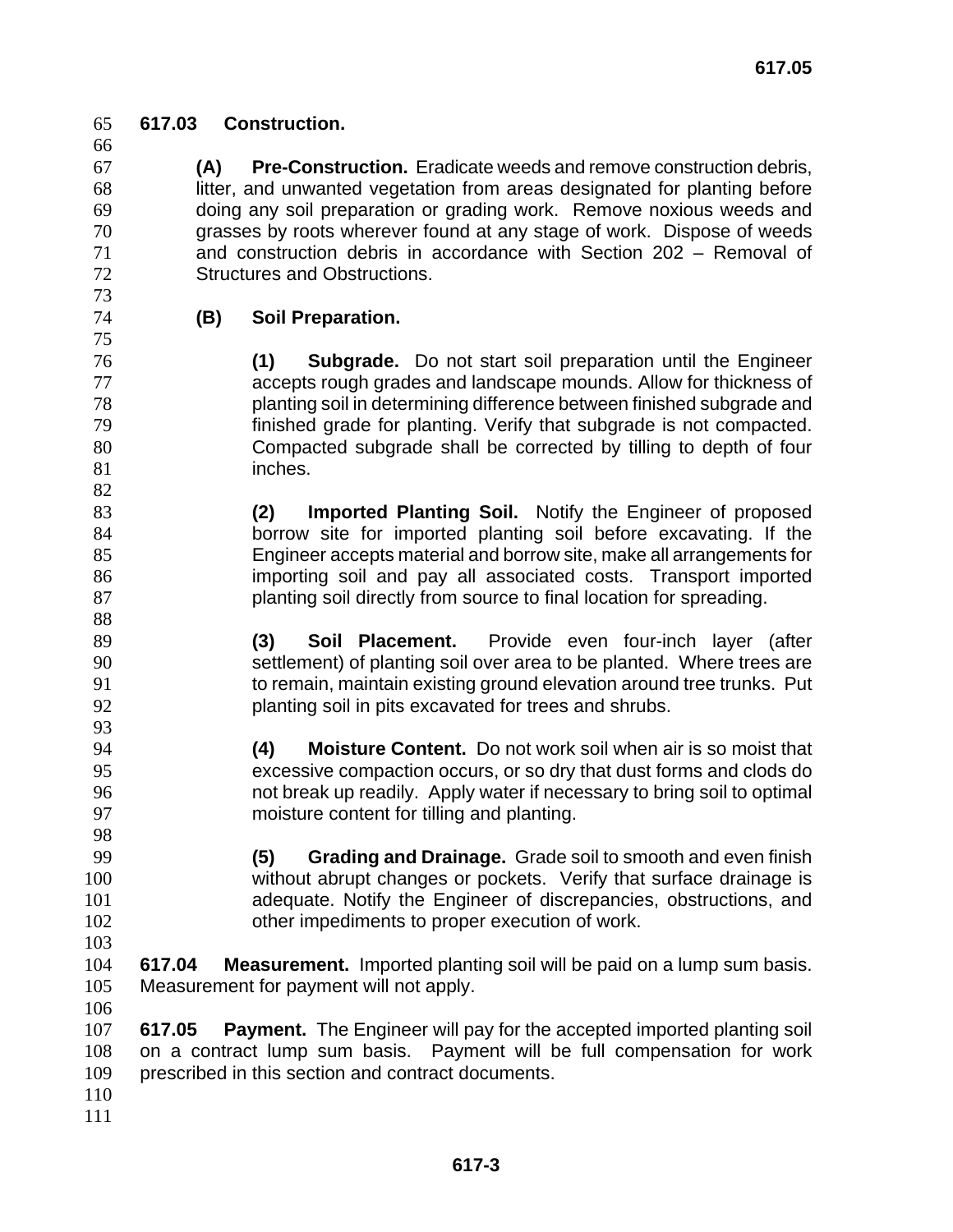## 617.03 Construction.

**(A) Pre-Construction.** Eradicate weeds and remove construction debris, litter, and unwanted vegetation from areas designated for planting before doing any soil preparation or grading work. Remove noxious weeds and grasses by roots wherever found at any stage of work. Dispose of weeds and construction debris in accordance with Section 202 – Removal of Structures and Obstructions.

**(B) Soil Preparation.**

**(1) Subgrade.** Do not start soil preparation until the Engineer accepts rough grades and landscape mounds. Allow for thickness of planting soil in determining difference between finished subgrade and finished grade for planting. Verify that subgrade is not compacted. Compacted subgrade shall be corrected by tilling to depth of four inches.

**(2) Imported Planting Soil.** Notify the Engineer of proposed borrow site for imported planting soil before excavating. If the Engineer accepts material and borrow site, make all arrangements for importing soil and pay all associated costs. Transport imported planting soil directly from source to final location for spreading.

**(3) Soil Placement.** Provide even four-inch layer (after settlement) of planting soil over area to be planted. Where trees are to remain, maintain existing ground elevation around tree trunks. Put planting soil in pits excavated for trees and shrubs.

**(4) Moisture Content.** Do not work soil when air is so moist that excessive compaction occurs, or so dry that dust forms and clods do not break up readily. Apply water if necessary to bring soil to optimal moisture content for tilling and planting.

**(5) Grading and Drainage.** Grade soil to smooth and even finish without abrupt changes or pockets. Verify that surface drainage is adequate. Notify the Engineer of discrepancies, obstructions, and other impediments to proper execution of work.

**617.04 Measurement.** Imported planting soil will be paid on a lump sum basis. Measurement for payment will not apply.

**617.05 Payment.** The Engineer will pay for the accepted imported planting soil on a contract lump sum basis. Payment will be full compensation for work prescribed in this section and contract documents.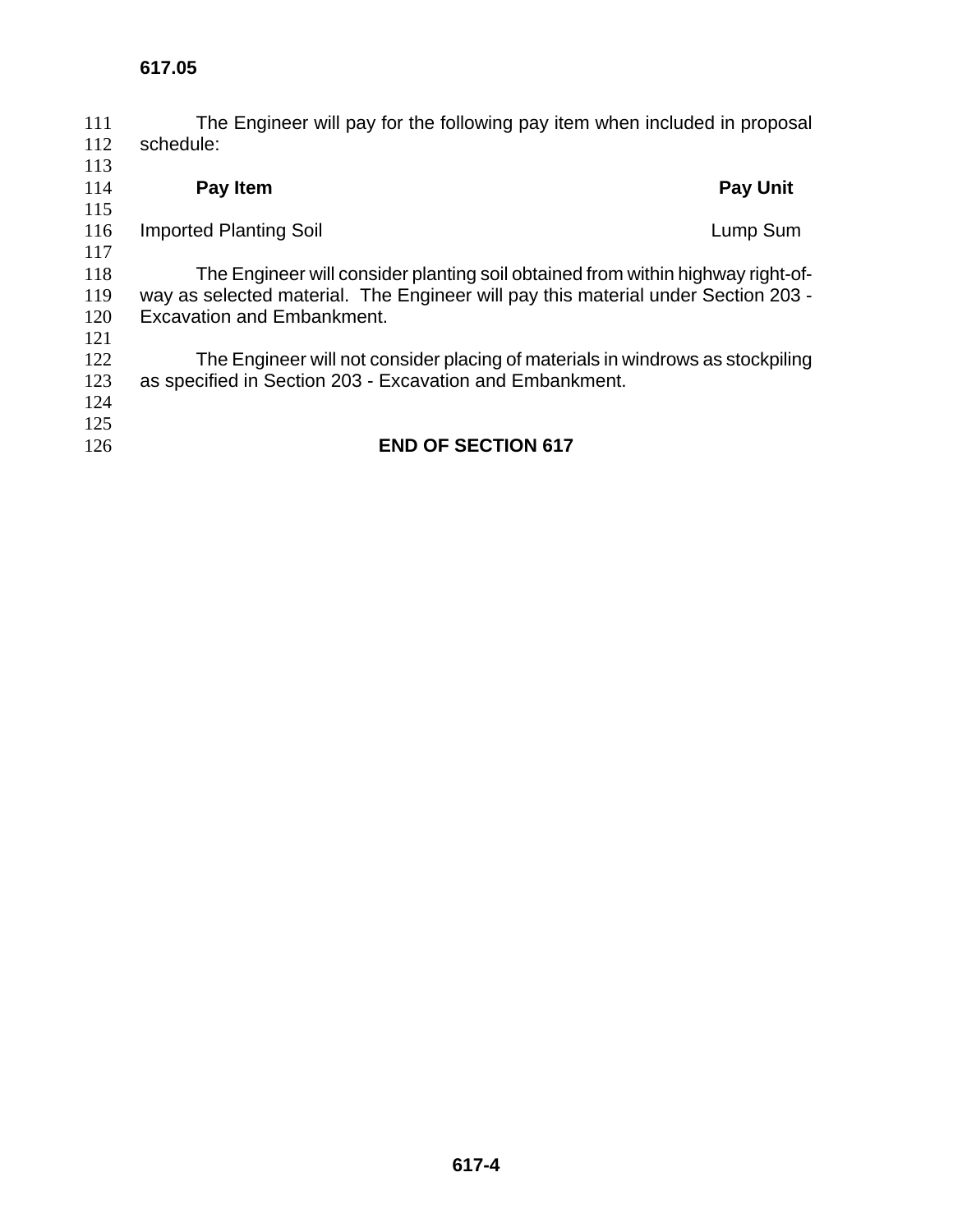The Engineer will pay for the following pay item when included in proposal schedule:

| Pay Item | Pay Unit |
| --- | --- |
| Imported Planting Soil | Lump Sum |

The Engineer will consider planting soil obtained from within highway right-of-way as selected material. The Engineer will pay this material under Section 203 - Excavation and Embankment.

The Engineer will not consider placing of materials in windrows as stockpiling as specified in Section 203 - Excavation and Embankment.

**END OF SECTION 617**